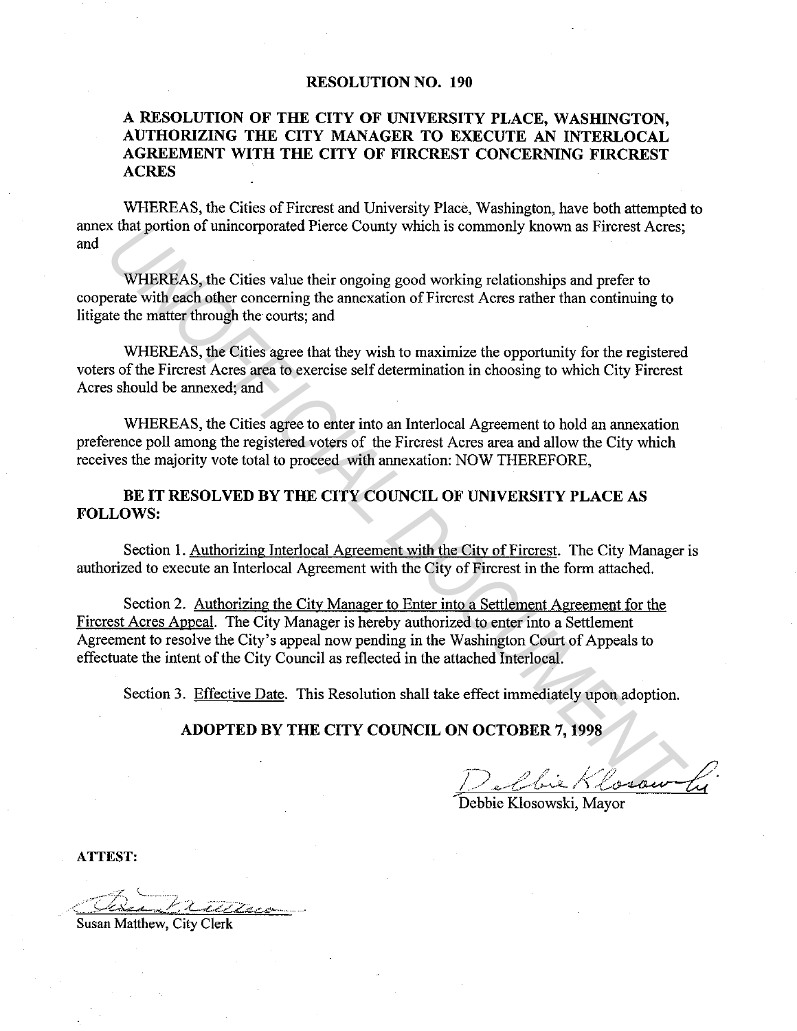# RESOLUTION NO. 190

## A RESOLUTION OF THE CITY OF UNIVERSITY PLACE, WASHINGTON, AUTHORIZING THE CITY MANAGER TO EXECUTE AN INTERLOCAL AGREEMENT WITH THE CITY OF FIRCREST CONCERNING FIRCREST ACRES

WHEREAS, the Cities of Fircrest and University Place, Washington, have both attempted to annex that portion of unincorporated Pierce County which is commonly known as Fircrest Acres; and

WHEREAS, the Cities value their ongoing good working relationships and prefer to cooperate with each other concerning the annexation of Fircrest Acres rather than continuing to litigate the matter through the courts; and

WHEREAS, the Cities agree that they wish to maximize the opportunity for the registered voters of the Fircrest Acres area to exercise self determination in choosing to which City Fircrest Acres should be annexed; and

WHEREAS, the Cities agree to enter into an Interlocal Agreement to hold an annexation preference poll among the registered voters of the Fircrest Acres area and allow the City which receives the majority vote total to proceed with annexation: NOW THEREFORE,

**BE IT RESOLVED BY THE CITY COUNCIL OF UNIVERSITY PLACE AS FOLLOWS:**

Section 1. Authorizing Interlocal Agreement with the City of Fircrest. The City Manager is authorized to execute an Interlocal Agreement with the City of Fircrest in the form attached.

Section 2. Authorizing the City Manager to Enter into a Settlement Agreement for the Fircrest Acres Appeal. The City Manager is hereby authorized to enter into a Settlement Agreement to resolve the City's appeal now pending in the Washington Court of Appeals to effectuate the intent of the City Council as reflected in the attached Interlocal.

Section 3. Effective Date. This Resolution shall take effect immediately upon adoption.

**ADOPTED BY THE CITY COUNCIL ON OCTOBER 7, 1998**

Debbie Klosowski, Mayor

**ATTEST:**

Susan Matthew, City Clerk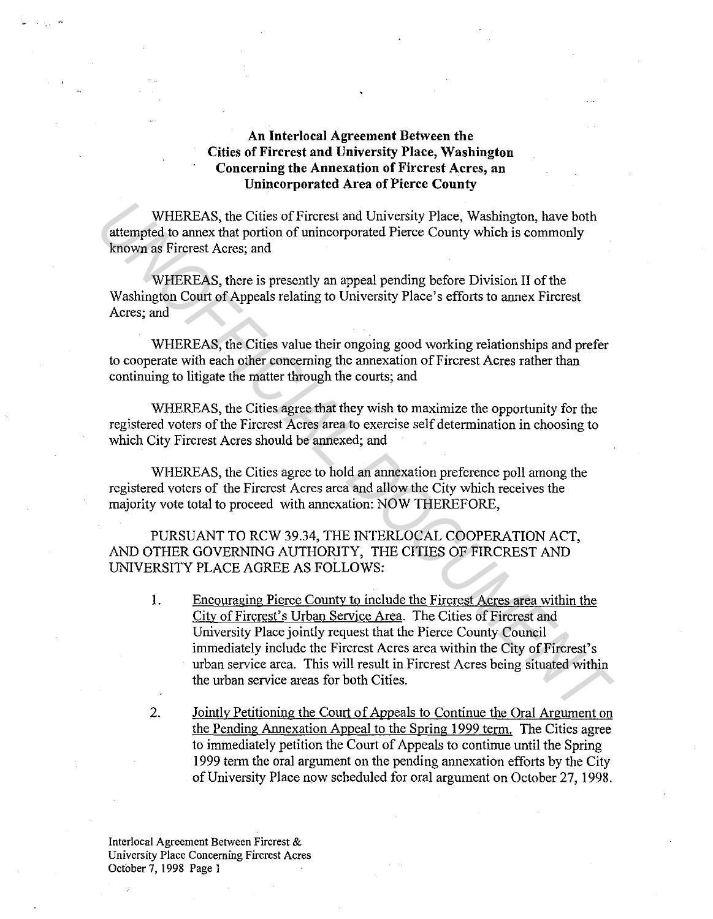**An Interlocal Agreement Between the Cities of Fircrest and University Place, Washington Concerning the Annexation of Fircrest Acres, an Unincorporated Area of Pierce County**

WHEREAS, the Cities of Fircrest and University Place, Washington, have both attempted to annex that portion of unincorporated Pierce County which is commonly known as Fircrest Acres; and

WHEREAS, there is presently an appeal pending before Division II of the Washington Court of Appeals relating to University Place's efforts to annex Fircrest Acres; and

WHEREAS, the Cities value their ongoing good working relationships and prefer to cooperate with each other concerning the annexation of Fircrest Acres rather than continuing to litigate the matter through the courts; and

WHEREAS, the Cities agree that they wish to maximize the opportunity for the registered voters of the Fircrest Acres area to exercise self determination in choosing to which City Fircrest Acres should be annexed; and

WHEREAS, the Cities agree to hold an annexation preference poll among the registered voters of the Fircrest Acres area and allow the City which receives the majority vote total to proceed with annexation: NOW THEREFORE,

PURSUANT TO RCW 39.34, THE INTERLOCAL COOPERATION ACT, AND OTHER GOVERNING AUTHORITY, THE CITIES OF FIRCREST AND UNIVERSITY PLACE AGREE AS FOLLOWS:

1. Encouraging Pierce County to include the Fircrest Acres area within the City of Fircrest's Urban Service Area. The Cities of Fircrest and University Place jointly request that the Pierce County Council immediately include the Fircrest Acres area within the City of Fircrest's urban service area. This will result in Fircrest Acres being situated within the urban service areas for both Cities.

2. Jointly Petitioning the Court of Appeals to Continue the Oral Argument on the Pending Annexation Appeal to the Spring 1999 term. The Cities agree to immediately petition the Court of Appeals to continue until the Spring 1999 term the oral argument on the pending annexation efforts by the City of University Place now scheduled for oral argument on October 27, 1998.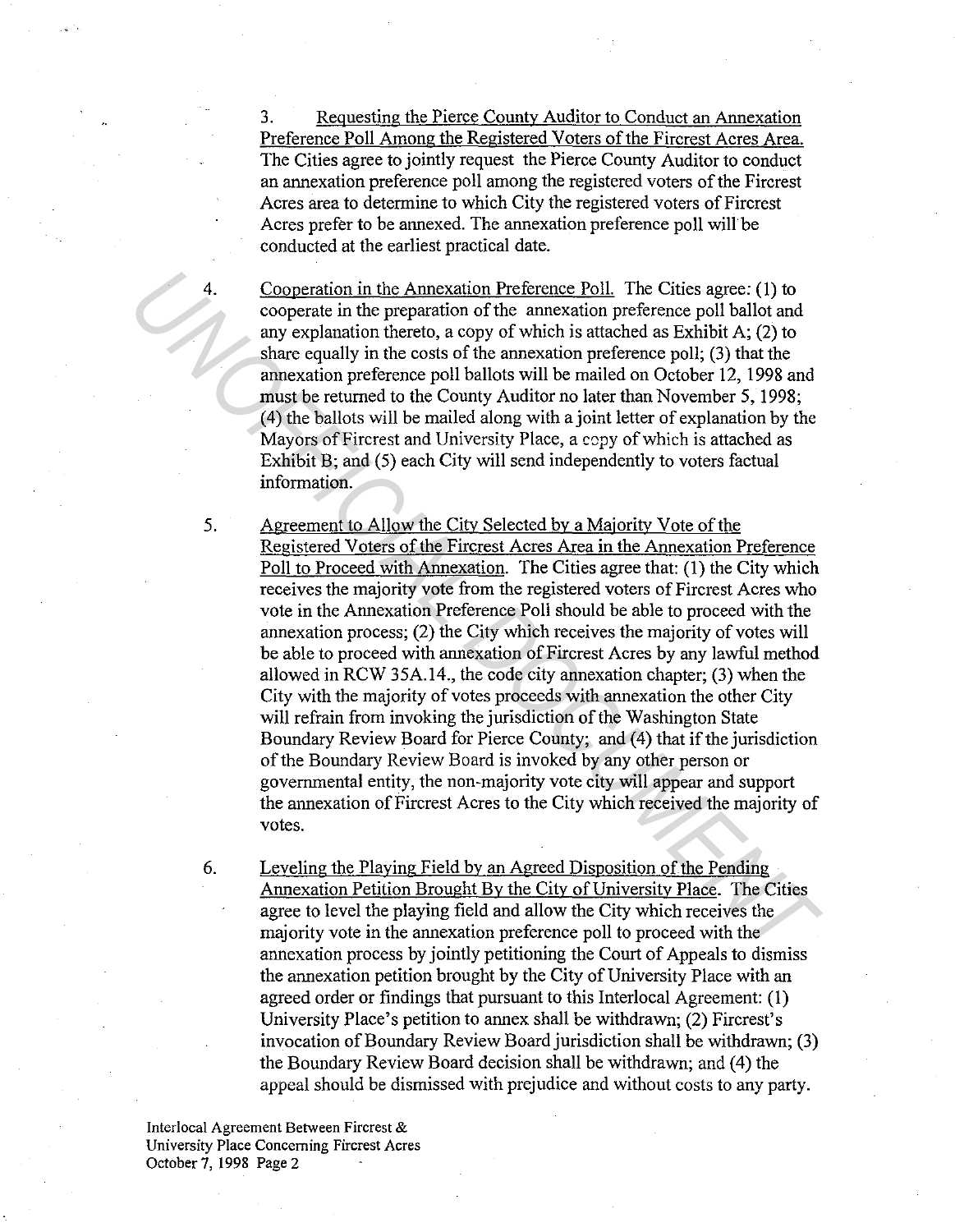3. Requesting the Pierce County Auditor to Conduct an Annexation Preference Poll Among the Registered Voters of the Fircrest Acres Area. The Cities agree to jointly request the Pierce County Auditor to conduct an annexation preference poll among the registered voters of the Fircrest Acres area to determine to which City the registered voters of Fircrest Acres prefer to be annexed. The annexation preference poll will be conducted at the earliest practical date.

4. Cooperation in the Annexation Preference Poll. The Cities agree: (1) to cooperate in the preparation of the annexation preference poll ballot and any explanation thereto, a copy of which is attached as Exhibit A; (2) to share equally in the costs of the annexation preference poll; (3) that the annexation preference poll ballots will be mailed on October 12, 1998 and must be returned to the County Auditor no later than November 5, 1998; (4) the ballots will be mailed along with a joint letter of explanation by the Mayors of Fircrest and University Place, a copy of which is attached as Exhibit B; and (5) each City will send independently to voters factual information.

5. Agreement to Allow the City Selected by a Majority Vote of the Registered Voters of the Fircrest Acres Area in the Annexation Preference Poll to Proceed with Annexation. The Cities agree that: (1) the City which receives the majority vote from the registered voters of Fircrest Acres who vote in the Annexation Preference Poll should be able to proceed with the annexation process; (2) the City which receives the majority of votes will be able to proceed with annexation of Fircrest Acres by any lawful method allowed in RCW 35A.14., the code city annexation chapter; (3) when the City with the majority of votes proceeds with annexation the other City will refrain from invoking the jurisdiction of the Washington State Boundary Review Board for Pierce County; and (4) that if the jurisdiction of the Boundary Review Board is invoked by any other person or governmental entity, the non-majority vote city will appear and support the annexation of Fircrest Acres to the City which received the majority of votes.

6. Leveling the Playing Field by an Agreed Disposition of the Pending Annexation Petition Brought By the City of University Place. The Cities agree to level the playing field and allow the City which receives the majority vote in the annexation preference poll to proceed with the annexation process by jointly petitioning the Court of Appeals to dismiss the annexation petition brought by the City of University Place with an agreed order or findings that pursuant to this Interlocal Agreement: (1) University Place's petition to annex shall be withdrawn; (2) Fircrest's invocation of Boundary Review Board jurisdiction shall be withdrawn; (3) the Boundary Review Board decision shall be withdrawn; and (4) the appeal should be dismissed with prejudice and without costs to any party.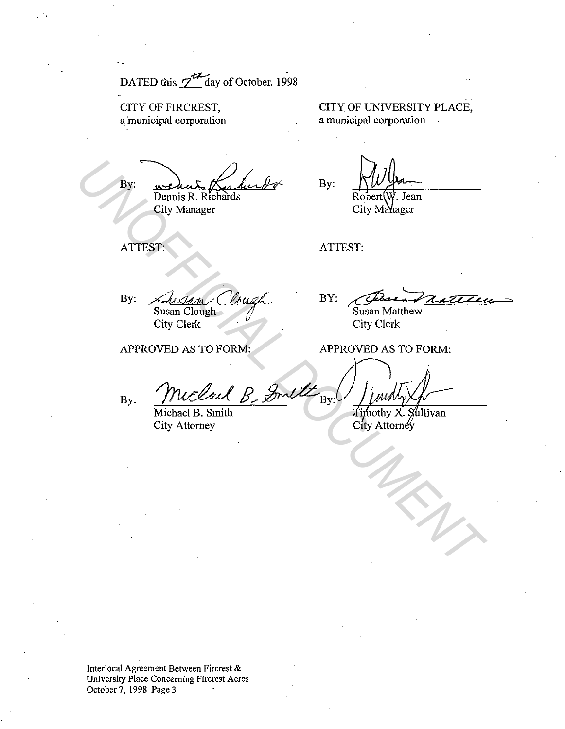DATED this 7th day of October, 1998

| | |
|---|---|
| CITY OF FIRCREST, a municipal corporation | CITY OF UNIVERSITY PLACE, a municipal corporation |
| By: Dennis R. Richards, City Manager | By: Robert W. Jean, City Manager |
| ATTEST: | ATTEST: |
| By: Susan Clough, City Clerk | BY: Susan Matthew, City Clerk |
| APPROVED AS TO FORM: | APPROVED AS TO FORM: |
| By: Michael B. Smith, City Attorney | By: Timothy X. Sullivan, City Attorney |

UNOFFICIAL DOCUMENT

Interlocal Agreement Between Fircrest & University Place Concerning Fircrest Acres
October 7, 1998 Page 3